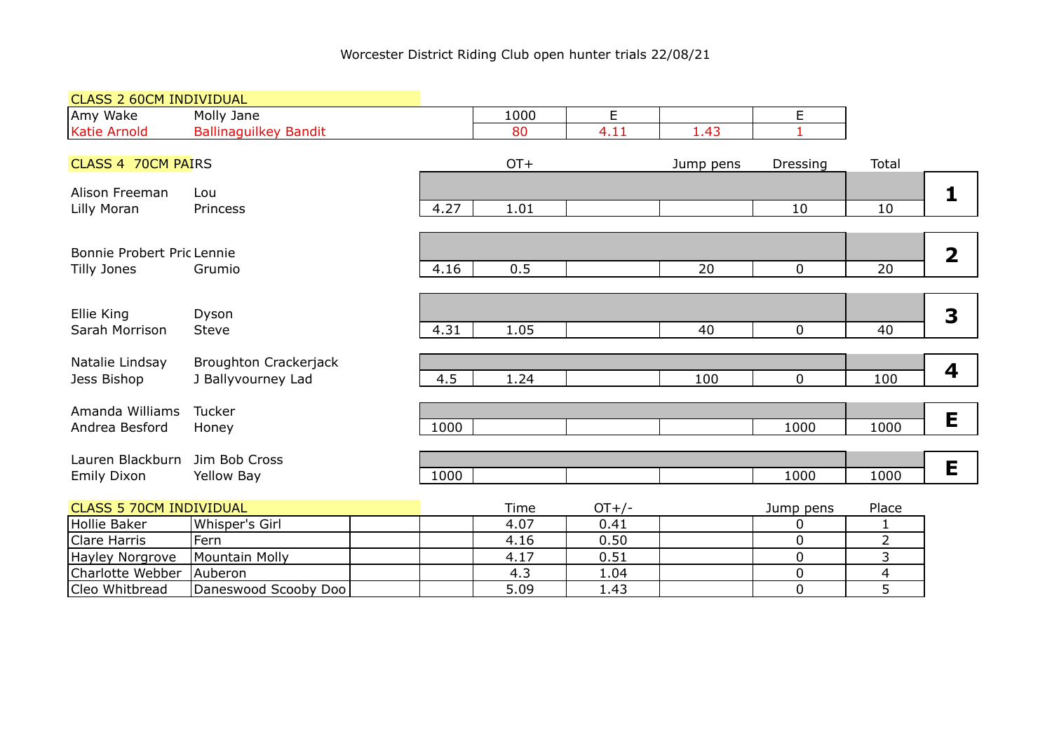Worcester District Riding Club open hunter trials 22/08/21

## CLASS 2 60CM INDIVIDUAL

| Rider | Horse | | | | |
|---|---|---|---|---|---|
| Amy Wake | Molly Jane | 1000 | E | | E |
| Katie Arnold | Ballinaguilkey Bandit | 80 | 4.11 | 1.43 | 1 |

## CLASS 4 70CM PAIRS

| Rider | Horse | | OT+ | | Jump pens | Dressing | Total | Place |
|---|---|---|---|---|---|---|---|---|
| Alison Freeman | Lou | | | | | | | 1 |
| Lilly Moran | Princess | 4.27 | 1.01 | | | 10 | 10 | |
| Bonnie Probert Pric | Lennie | | | | | | | 2 |
| Tilly Jones | Grumio | 4.16 | 0.5 | | 20 | 0 | 20 | |
| Ellie King | Dyson | | | | | | | 3 |
| Sarah Morrison | Steve | 4.31 | 1.05 | | 40 | 0 | 40 | |
| Natalie Lindsay | Broughton Crackerjack | | | | | | | 4 |
| Jess Bishop | J Ballyvourney Lad | 4.5 | 1.24 | | 100 | 0 | 100 | |
| Amanda Williams | Tucker | | | | | | | E |
| Andrea Besford | Honey | 1000 | | | | 1000 | 1000 | |
| Lauren Blackburn | Jim Bob Cross | | | | | | | E |
| Emily Dixon | Yellow Bay | 1000 | | | | 1000 | 1000 | |

## CLASS 5 70CM INDIVIDUAL

| Rider | Horse | | | Time | OT+/- | | Jump pens | Place |
|---|---|---|---|---|---|---|---|---|
| Hollie Baker | Whisper's Girl | | | 4.07 | 0.41 | | 0 | 1 |
| Clare Harris | Fern | | | 4.16 | 0.50 | | 0 | 2 |
| Hayley Norgrove | Mountain Molly | | | 4.17 | 0.51 | | 0 | 3 |
| Charlotte Webber | Auberon | | | 4.3 | 1.04 | | 0 | 4 |
| Cleo Whitbread | Daneswood Scooby Doo | | | 5.09 | 1.43 | | 0 | 5 |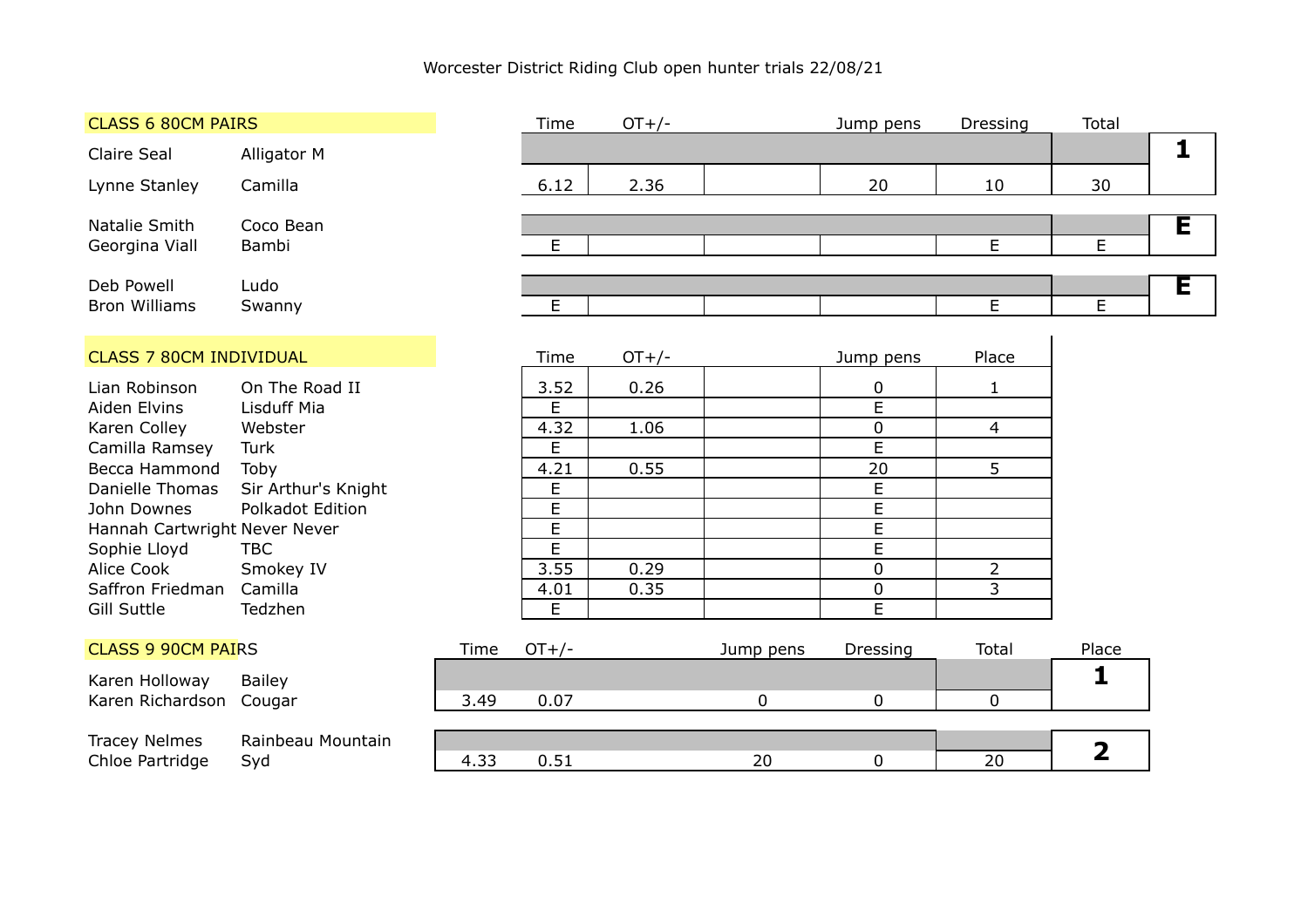Worcester District Riding Club open hunter trials 22/08/21

## CLASS 6 80CM PAIRS

| Rider | Horse | Time | OT+/- | | Jump pens | Dressing | Total | Place |
|---|---|---|---|---|---|---|---|---|
| Claire Seal | Alligator M | | | | | | | 1 |
| Lynne Stanley | Camilla | 6.12 | 2.36 | | 20 | 10 | 30 | |
| Natalie Smith | Coco Bean | | | | | | | E |
| Georgina Viall | Bambi | E | | | | E | E | |
| Deb Powell | Ludo | | | | | | | E |
| Bron Williams | Swanny | E | | | | E | E | |

## CLASS 7 80CM INDIVIDUAL

| Rider | Horse | Time | OT+/- | | Jump pens | Place |
|---|---|---|---|---|---|---|
| Lian Robinson | On The Road II | 3.52 | 0.26 | | 0 | 1 |
| Aiden Elvins | Lisduff Mia | E | | | E | |
| Karen Colley | Webster | 4.32 | 1.06 | | 0 | 4 |
| Camilla Ramsey | Turk | E | | | E | |
| Becca Hammond | Toby | 4.21 | 0.55 | | 20 | 5 |
| Danielle Thomas | Sir Arthur's Knight | E | | | E | |
| John Downes | Polkadot Edition | E | | | E | |
| Hannah Cartwright | Never Never | E | | | E | |
| Sophie Lloyd | TBC | E | | | E | |
| Alice Cook | Smokey IV | 3.55 | 0.29 | | 0 | 2 |
| Saffron Friedman | Camilla | 4.01 | 0.35 | | 0 | 3 |
| Gill Suttle | Tedzhen | E | | | E | |

## CLASS 9 90CM PAIRS

| Rider | Horse | Time | OT+/- | | Jump pens | Dressing | Total | Place |
|---|---|---|---|---|---|---|---|---|
| Karen Holloway | Bailey | | | | | | | 1 |
| Karen Richardson | Cougar | 3.49 | 0.07 | | 0 | 0 | 0 | |
| Tracey Nelmes | Rainbeau Mountain | | | | | | | 2 |
| Chloe Partridge | Syd | 4.33 | 0.51 | | 20 | 0 | 20 | |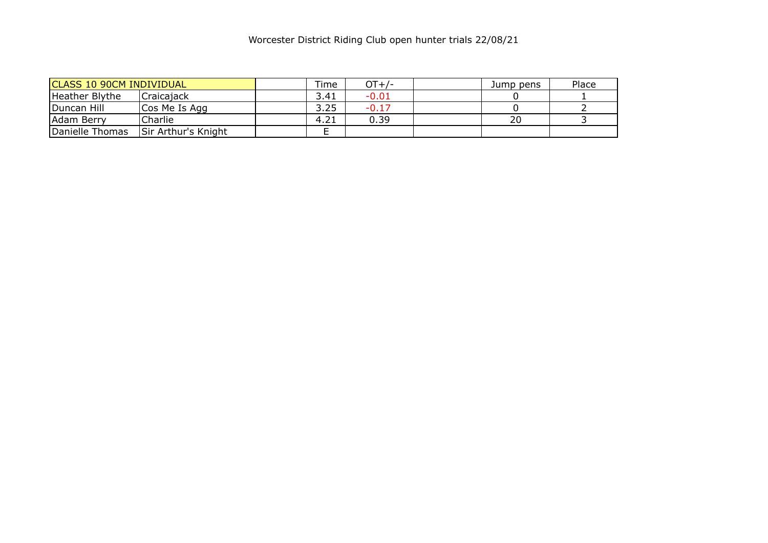Worcester District Riding Club open hunter trials 22/08/21

| CLASS 10 90CM INDIVIDUAL | | | Time | OT+/- | | Jump pens | Place |
|---|---|---|---|---|---|---|---|
| Heather Blythe | Craicajack | | 3.41 | -0.01 | | 0 | 1 |
| Duncan Hill | Cos Me Is Agg | | 3.25 | -0.17 | | 0 | 2 |
| Adam Berry | Charlie | | 4.21 | 0.39 | | 20 | 3 |
| Danielle Thomas | Sir Arthur's Knight | | E | | | | |